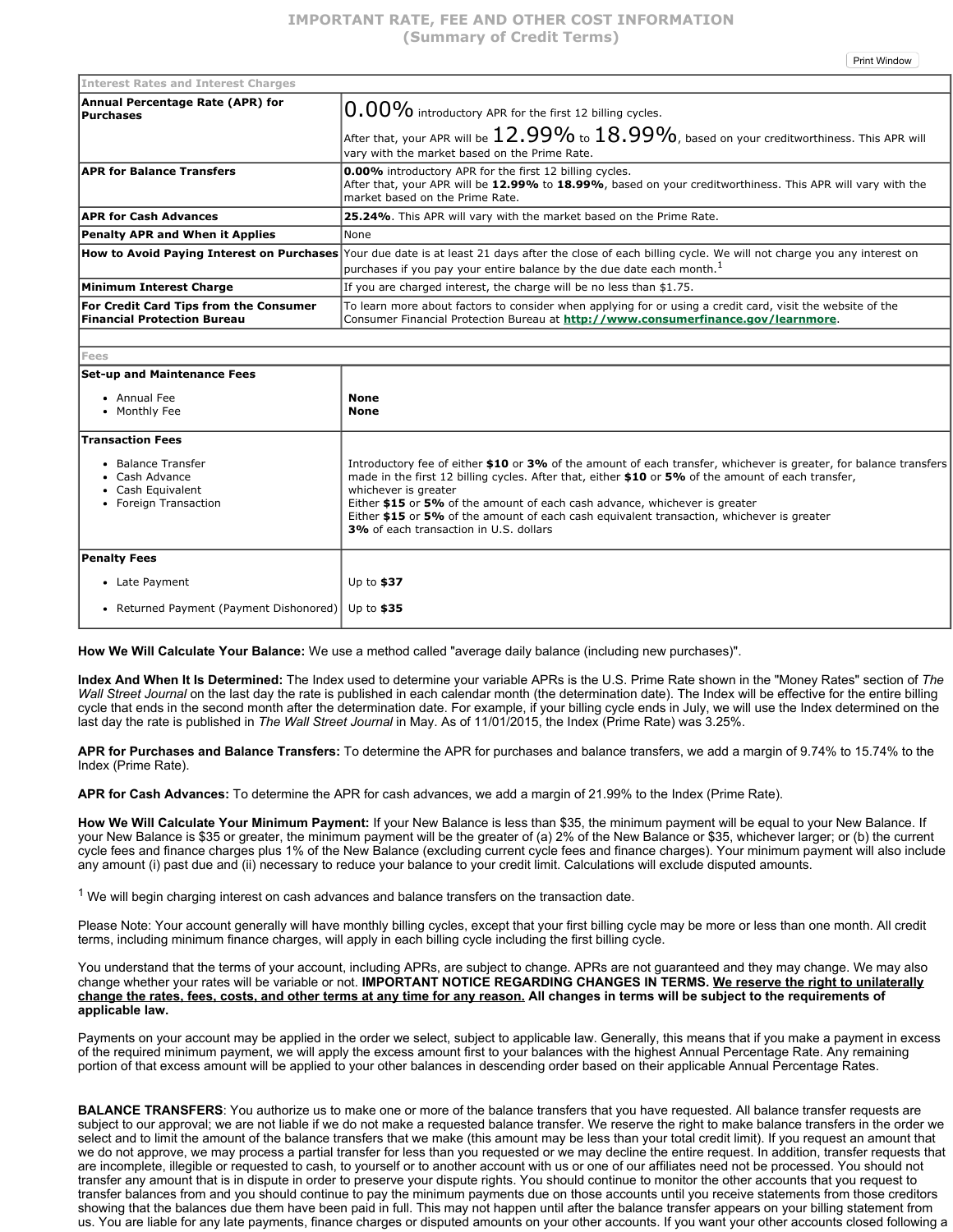# IMPORTANT RATE, FEE AND OTHER COST INFORMATION
## (Summary of Credit Terms)

| Interest Rates and Interest Charges | |
|---|---|
| **Annual Percentage Rate (APR) for Purchases** | 0.00% introductory APR for the first 12 billing cycles. <br><br> After that, your APR will be 12.99% to 18.99%, based on your creditworthiness. This APR will vary with the market based on the Prime Rate. |
| **APR for Balance Transfers** | **0.00%** introductory APR for the first 12 billing cycles. <br> After that, your APR will be **12.99%** to **18.99%**, based on your creditworthiness. This APR will vary with the market based on the Prime Rate. |
| **APR for Cash Advances** | **25.24%**. This APR will vary with the market based on the Prime Rate. |
| **Penalty APR and When it Applies** | None |
| **How to Avoid Paying Interest on Purchases** | Your due date is at least 21 days after the close of each billing cycle. We will not charge you any interest on purchases if you pay your entire balance by the due date each month.[1] |
| **Minimum Interest Charge** | If you are charged interest, the charge will be no less than $1.75. |
| **For Credit Card Tips from the Consumer Financial Protection Bureau** | To learn more about factors to consider when applying for or using a credit card, visit the website of the Consumer Financial Protection Bureau at **http://www.consumerfinance.gov/learnmore**. |
| | |
| **Fees** | |
| **Set-up and Maintenance Fees** <br> • Annual Fee <br> • Monthly Fee | <br> **None** <br> **None** |
| **Transaction Fees** <br> • Balance Transfer <br> • Cash Advance <br> • Cash Equivalent <br> • Foreign Transaction | <br> Introductory fee of either **$10** or **3%** of the amount of each transfer, whichever is greater, for balance transfers made in the first 12 billing cycles. After that, either **$10** or **5%** of the amount of each transfer, whichever is greater <br> Either **$15** or **5%** of the amount of each cash advance, whichever is greater <br> Either **$15** or **5%** of the amount of each cash equivalent transaction, whichever is greater <br> **3%** of each transaction in U.S. dollars |
| **Penalty Fees** <br> • Late Payment <br> • Returned Payment (Payment Dishonored) | <br> Up to **$37** <br> Up to **$35** |

**How We Will Calculate Your Balance:** We use a method called "average daily balance (including new purchases)".

**Index And When It Is Determined:** The Index used to determine your variable APRs is the U.S. Prime Rate shown in the "Money Rates" section of *The Wall Street Journal* on the last day the rate is published in each calendar month (the determination date). The Index will be effective for the entire billing cycle that ends in the second month after the determination date. For example, if your billing cycle ends in July, we will use the Index determined on the last day the rate is published in *The Wall Street Journal* in May. As of 11/01/2015, the Index (Prime Rate) was 3.25%.

**APR for Purchases and Balance Transfers:** To determine the APR for purchases and balance transfers, we add a margin of 9.74% to 15.74% to the Index (Prime Rate).

**APR for Cash Advances:** To determine the APR for cash advances, we add a margin of 21.99% to the Index (Prime Rate).

**How We Will Calculate Your Minimum Payment:** If your New Balance is less than $35, the minimum payment will be equal to your New Balance. If your New Balance is $35 or greater, the minimum payment will be the greater of (a) 2% of the New Balance or $35, whichever larger; or (b) the current cycle fees and finance charges plus 1% of the New Balance (excluding current cycle fees and finance charges). Your minimum payment will also include any amount (i) past due and (ii) necessary to reduce your balance to your credit limit. Calculations will exclude disputed amounts.

[1] We will begin charging interest on cash advances and balance transfers on the transaction date.

Please Note: Your account generally will have monthly billing cycles, except that your first billing cycle may be more or less than one month. All credit terms, including minimum finance charges, will apply in each billing cycle including the first billing cycle.

You understand that the terms of your account, including APRs, are subject to change. APRs are not guaranteed and they may change. We may also change whether your rates will be variable or not. **IMPORTANT NOTICE REGARDING CHANGES IN TERMS. We reserve the right to unilaterally change the rates, fees, costs, and other terms at any time for any reason. All changes in terms will be subject to the requirements of applicable law.**

Payments on your account may be applied in the order we select, subject to applicable law. Generally, this means that if you make a payment in excess of the required minimum payment, we will apply the excess amount first to your balances with the highest Annual Percentage Rate. Any remaining portion of that excess amount will be applied to your other balances in descending order based on their applicable Annual Percentage Rates.

**BALANCE TRANSFERS**: You authorize us to make one or more of the balance transfers that you have requested. All balance transfer requests are subject to our approval; we are not liable if we do not make a requested balance transfer. We reserve the right to make balance transfers in the order we select and to limit the amount of the balance transfers that we make (this amount may be less than your total credit limit). If you request an amount that we do not approve, we may process a partial transfer for less than you requested or we may decline the entire request. In addition, transfer requests that are incomplete, illegible or requested to cash, to yourself or to another account with us or one of our affiliates need not be processed. You should not transfer any amount that is in dispute in order to preserve your dispute rights. You should continue to monitor the other accounts that you request to transfer balances from and you should continue to pay the minimum payments due on those accounts until you receive statements from those creditors showing that the balances due them have been paid in full. This may not happen until after the balance transfer appears on your billing statement from us. You are liable for any late payments, finance charges or disputed amounts on your other accounts. If you want your other accounts closed following a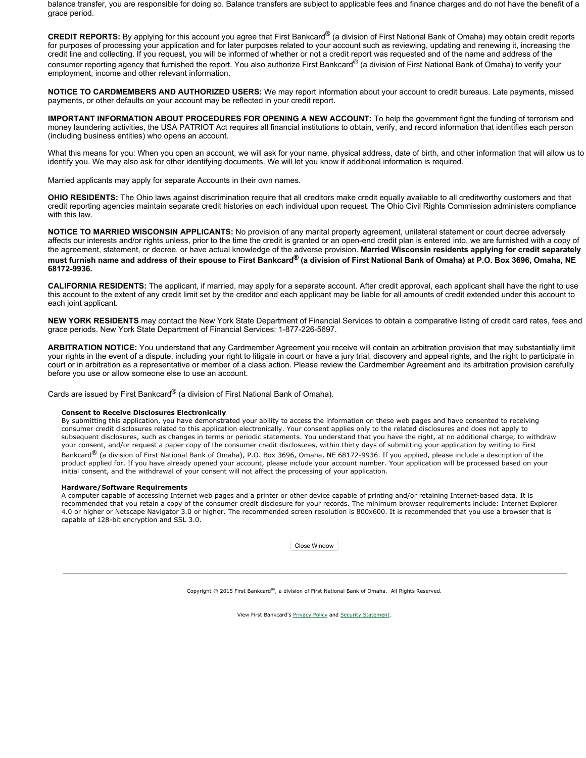balance transfer, you are responsible for doing so. Balance transfers are subject to applicable fees and finance charges and do not have the benefit of a grace period.

**CREDIT REPORTS:** By applying for this account you agree that First Bankcard® (a division of First National Bank of Omaha) may obtain credit reports for purposes of processing your application and for later purposes related to your account such as reviewing, updating and renewing it, increasing the credit line and collecting. If you request, you will be informed of whether or not a credit report was requested and of the name and address of the consumer reporting agency that furnished the report. You also authorize First Bankcard® (a division of First National Bank of Omaha) to verify your employment, income and other relevant information.

**NOTICE TO CARDMEMBERS AND AUTHORIZED USERS:** We may report information about your account to credit bureaus. Late payments, missed payments, or other defaults on your account may be reflected in your credit report.

**IMPORTANT INFORMATION ABOUT PROCEDURES FOR OPENING A NEW ACCOUNT:** To help the government fight the funding of terrorism and money laundering activities, the USA PATRIOT Act requires all financial institutions to obtain, verify, and record information that identifies each person (including business entities) who opens an account.

What this means for you: When you open an account, we will ask for your name, physical address, date of birth, and other information that will allow us to identify you. We may also ask for other identifying documents. We will let you know if additional information is required.

Married applicants may apply for separate Accounts in their own names.

**OHIO RESIDENTS:** The Ohio laws against discrimination require that all creditors make credit equally available to all creditworthy customers and that credit reporting agencies maintain separate credit histories on each individual upon request. The Ohio Civil Rights Commission administers compliance with this law.

**NOTICE TO MARRIED WISCONSIN APPLICANTS:** No provision of any marital property agreement, unilateral statement or court decree adversely affects our interests and/or rights unless, prior to the time the credit is granted or an open-end credit plan is entered into, we are furnished with a copy of the agreement, statement, or decree, or have actual knowledge of the adverse provision. **Married Wisconsin residents applying for credit separately must furnish name and address of their spouse to First Bankcard® (a division of First National Bank of Omaha) at P.O. Box 3696, Omaha, NE 68172-9936.**

**CALIFORNIA RESIDENTS:** The applicant, if married, may apply for a separate account. After credit approval, each applicant shall have the right to use this account to the extent of any credit limit set by the creditor and each applicant may be liable for all amounts of credit extended under this account to each joint applicant.

**NEW YORK RESIDENTS** may contact the New York State Department of Financial Services to obtain a comparative listing of credit card rates, fees and grace periods. New York State Department of Financial Services: 1-877-226-5697.

**ARBITRATION NOTICE:** You understand that any Cardmember Agreement you receive will contain an arbitration provision that may substantially limit your rights in the event of a dispute, including your right to litigate in court or have a jury trial, discovery and appeal rights, and the right to participate in court or in arbitration as a representative or member of a class action. Please review the Cardmember Agreement and its arbitration provision carefully before you use or allow someone else to use an account.

Cards are issued by First Bankcard® (a division of First National Bank of Omaha).

**Consent to Receive Disclosures Electronically**

By submitting this application, you have demonstrated your ability to access the information on these web pages and have consented to receiving consumer credit disclosures related to this application electronically. Your consent applies only to the related disclosures and does not apply to subsequent disclosures, such as changes in terms or periodic statements. You understand that you have the right, at no additional charge, to withdraw your consent, and/or request a paper copy of the consumer credit disclosures, within thirty days of submitting your application by writing to First Bankcard® (a division of First National Bank of Omaha), P.O. Box 3696, Omaha, NE 68172-9936. If you applied, please include a description of the product applied for. If you have already opened your account, please include your account number. Your application will be processed based on your initial consent, and the withdrawal of your consent will not affect the processing of your application.

**Hardware/Software Requirements**

A computer capable of accessing Internet web pages and a printer or other device capable of printing and/or retaining Internet-based data. It is recommended that you retain a copy of the consumer credit disclosure for your records. The minimum browser requirements include: Internet Explorer 4.0 or higher or Netscape Navigator 3.0 or higher. The recommended screen resolution is 800x600. It is recommended that you use a browser that is capable of 128-bit encryption and SSL 3.0.

Close Window

---

Copyright © 2015 First Bankcard®, a division of First National Bank of Omaha. All Rights Reserved.

View First Bankcard's Privacy Policy and Security Statement.